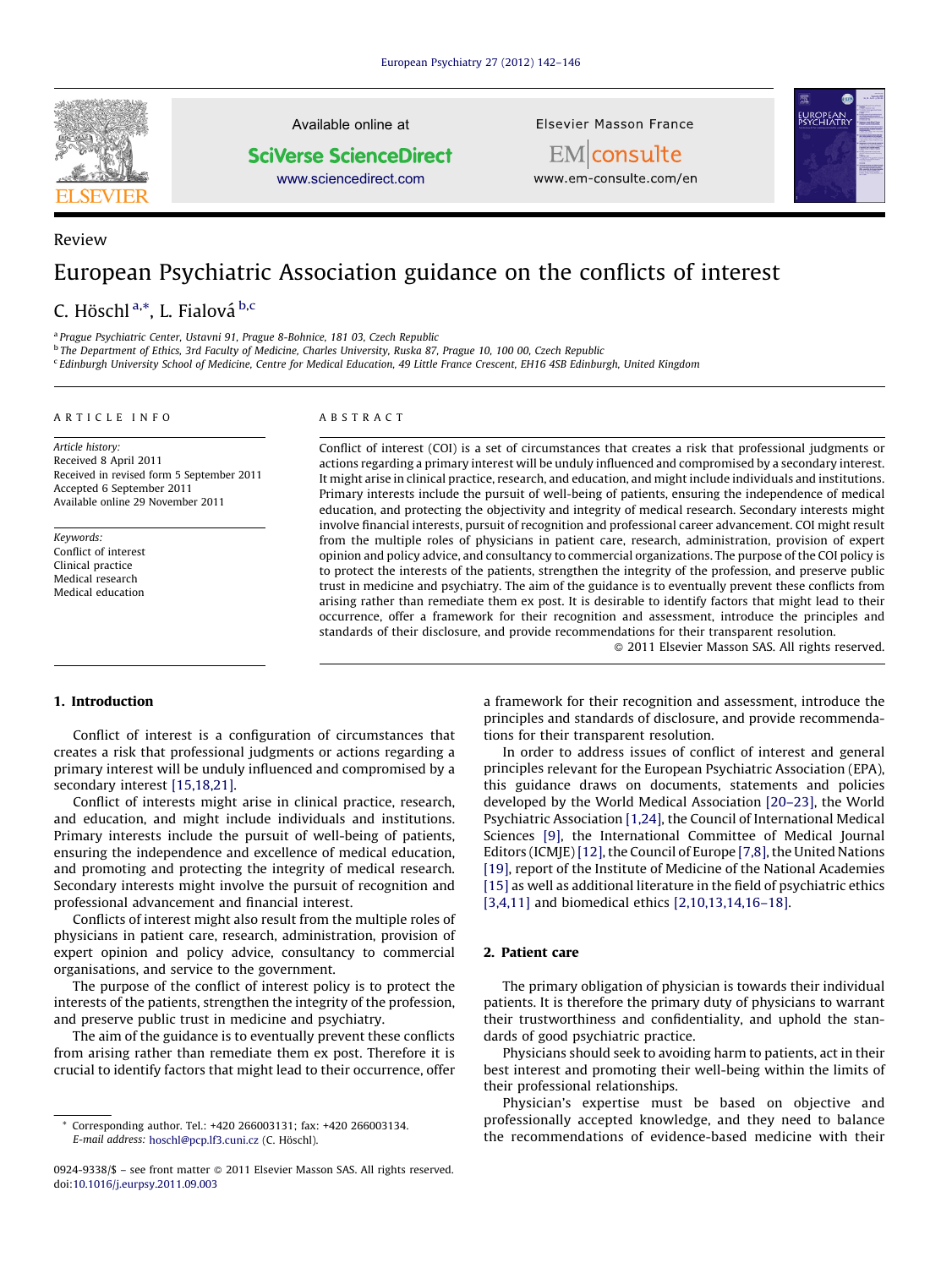Review

# European Psychiatric Association guidance on the conflicts of interest

C. Höschl [a,*], L. Fialová [b,c]

[a] Prague Psychiatric Center, Ustavni 91, Prague 8-Bohnice, 181 03, Czech Republic
[b] The Department of Ethics, 3rd Faculty of Medicine, Charles University, Ruska 87, Prague 10, 100 00, Czech Republic
[c] Edinburgh University School of Medicine, Centre for Medical Education, 49 Little France Crescent, EH16 4SB Edinburgh, United Kingdom

ARTICLE INFO

*Article history:*
Received 8 April 2011
Received in revised form 5 September 2011
Accepted 6 September 2011
Available online 29 November 2011

*Keywords:*
Conflict of interest
Clinical practice
Medical research
Medical education

ABSTRACT

Conflict of interest (COI) is a set of circumstances that creates a risk that professional judgments or actions regarding a primary interest will be unduly influenced and compromised by a secondary interest. It might arise in clinical practice, research, and education, and might include individuals and institutions. Primary interests include the pursuit of well-being of patients, ensuring the independence of medical education, and protecting the objectivity and integrity of medical research. Secondary interests might involve financial interests, pursuit of recognition and professional career advancement. COI might result from the multiple roles of physicians in patient care, research, administration, provision of expert opinion and policy advice, and consultancy to commercial organizations. The purpose of the COI policy is to protect the interests of the patients, strengthen the integrity of the profession, and preserve public trust in medicine and psychiatry. The aim of the guidance is to eventually prevent these conflicts from arising rather than remediate them ex post. It is desirable to identify factors that might lead to their occurrence, offer a framework for their recognition and assessment, introduce the principles and standards of their disclosure, and provide recommendations for their transparent resolution.

© 2011 Elsevier Masson SAS. All rights reserved.

## 1. Introduction

Conflict of interest is a configuration of circumstances that creates a risk that professional judgments or actions regarding a primary interest will be unduly influenced and compromised by a secondary interest [15,18,21].

Conflict of interests might arise in clinical practice, research, and education, and might include individuals and institutions. Primary interests include the pursuit of well-being of patients, ensuring the independence and excellence of medical education, and promoting and protecting the integrity of medical research. Secondary interests might involve the pursuit of recognition and professional advancement and financial interest.

Conflicts of interest might also result from the multiple roles of physicians in patient care, research, administration, provision of expert opinion and policy advice, consultancy to commercial organisations, and service to the government.

The purpose of the conflict of interest policy is to protect the interests of the patients, strengthen the integrity of the profession, and preserve public trust in medicine and psychiatry.

The aim of the guidance is to eventually prevent these conflicts from arising rather than remediate them ex post. Therefore it is crucial to identify factors that might lead to their occurrence, offer a framework for their recognition and assessment, introduce the principles and standards of disclosure, and provide recommendations for their transparent resolution.

In order to address issues of conflict of interest and general principles relevant for the European Psychiatric Association (EPA), this guidance draws on documents, statements and policies developed by the World Medical Association [20–23], the World Psychiatric Association [1,24], the Council of International Medical Sciences [9], the International Committee of Medical Journal Editors (ICMJE) [12], the Council of Europe [7,8], the United Nations [19], report of the Institute of Medicine of the National Academies [15] as well as additional literature in the field of psychiatric ethics [3,4,11] and biomedical ethics [2,10,13,14,16–18].

## 2. Patient care

The primary obligation of physician is towards their individual patients. It is therefore the primary duty of physicians to warrant their trustworthiness and confidentiality, and uphold the standards of good psychiatric practice.

Physicians should seek to avoiding harm to patients, act in their best interest and promoting their well-being within the limits of their professional relationships.

Physician's expertise must be based on objective and professionally accepted knowledge, and they need to balance the recommendations of evidence-based medicine with their

* Corresponding author. Tel.: +420 266003131; fax: +420 266003134.
*E-mail address:* hoschl@pcp.lf3.cuni.cz (C. Höschl).

0924-9338/$ – see front matter © 2011 Elsevier Masson SAS. All rights reserved.
doi:10.1016/j.eurpsy.2011.09.003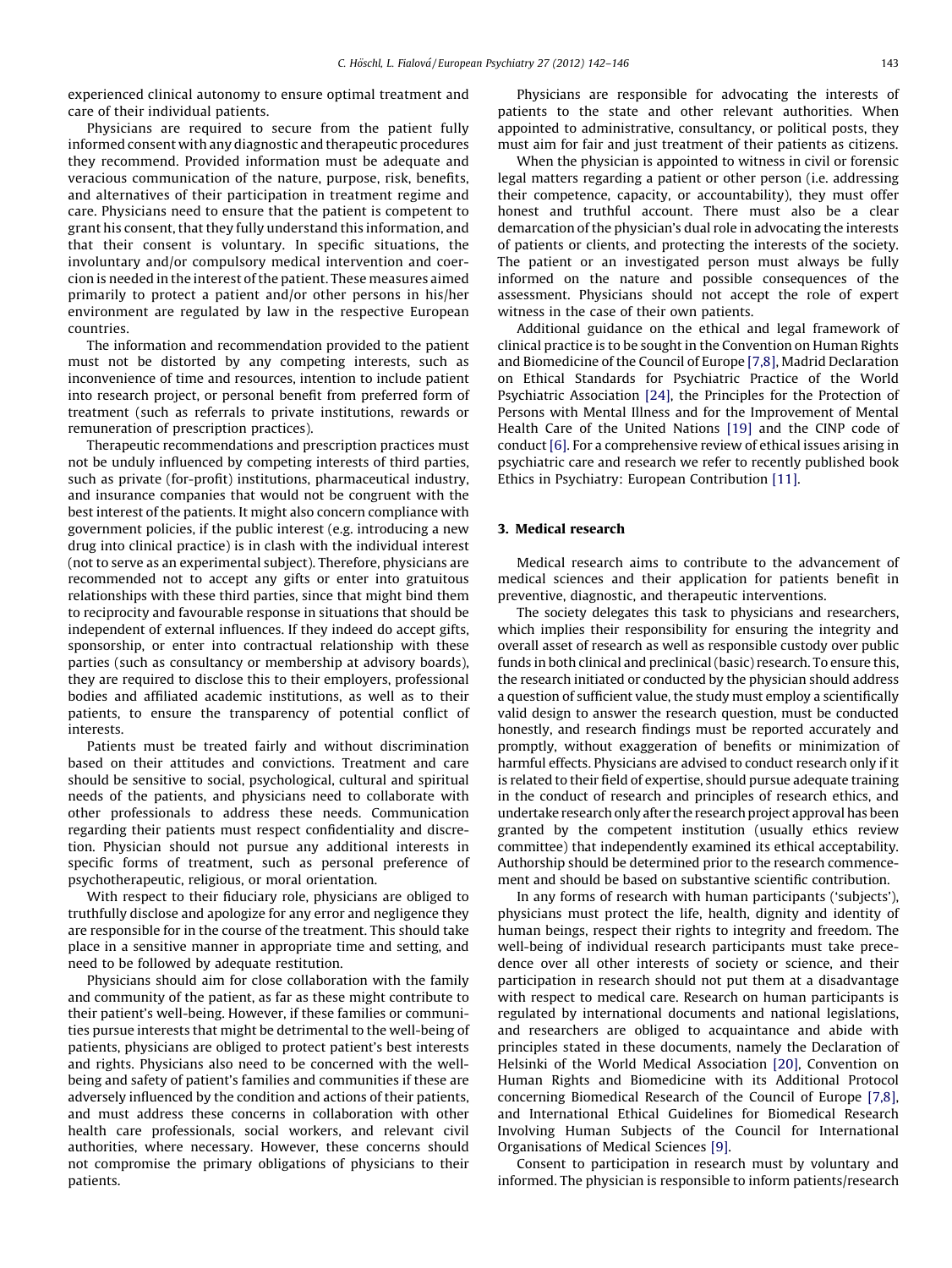experienced clinical autonomy to ensure optimal treatment and care of their individual patients.

Physicians are required to secure from the patient fully informed consent with any diagnostic and therapeutic procedures they recommend. Provided information must be adequate and veracious communication of the nature, purpose, risk, benefits, and alternatives of their participation in treatment regime and care. Physicians need to ensure that the patient is competent to grant his consent, that they fully understand this information, and that their consent is voluntary. In specific situations, the involuntary and/or compulsory medical intervention and coercion is needed in the interest of the patient. These measures aimed primarily to protect a patient and/or other persons in his/her environment are regulated by law in the respective European countries.

The information and recommendation provided to the patient must not be distorted by any competing interests, such as inconvenience of time and resources, intention to include patient into research project, or personal benefit from preferred form of treatment (such as referrals to private institutions, rewards or remuneration of prescription practices).

Therapeutic recommendations and prescription practices must not be unduly influenced by competing interests of third parties, such as private (for-profit) institutions, pharmaceutical industry, and insurance companies that would not be congruent with the best interest of the patients. It might also concern compliance with government policies, if the public interest (e.g. introducing a new drug into clinical practice) is in clash with the individual interest (not to serve as an experimental subject). Therefore, physicians are recommended not to accept any gifts or enter into gratuitous relationships with these third parties, since that might bind them to reciprocity and favourable response in situations that should be independent of external influences. If they indeed do accept gifts, sponsorship, or enter into contractual relationship with these parties (such as consultancy or membership at advisory boards), they are required to disclose this to their employers, professional bodies and affiliated academic institutions, as well as to their patients, to ensure the transparency of potential conflict of interests.

Patients must be treated fairly and without discrimination based on their attitudes and convictions. Treatment and care should be sensitive to social, psychological, cultural and spiritual needs of the patients, and physicians need to collaborate with other professionals to address these needs. Communication regarding their patients must respect confidentiality and discretion. Physician should not pursue any additional interests in specific forms of treatment, such as personal preference of psychotherapeutic, religious, or moral orientation.

With respect to their fiduciary role, physicians are obliged to truthfully disclose and apologize for any error and negligence they are responsible for in the course of the treatment. This should take place in a sensitive manner in appropriate time and setting, and need to be followed by adequate restitution.

Physicians should aim for close collaboration with the family and community of the patient, as far as these might contribute to their patient's well-being. However, if these families or communities pursue interests that might be detrimental to the well-being of patients, physicians are obliged to protect patient's best interests and rights. Physicians also need to be concerned with the well-being and safety of patient's families and communities if these are adversely influenced by the condition and actions of their patients, and must address these concerns in collaboration with other health care professionals, social workers, and relevant civil authorities, where necessary. However, these concerns should not compromise the primary obligations of physicians to their patients.

Physicians are responsible for advocating the interests of patients to the state and other relevant authorities. When appointed to administrative, consultancy, or political posts, they must aim for fair and just treatment of their patients as citizens.

When the physician is appointed to witness in civil or forensic legal matters regarding a patient or other person (i.e. addressing their competence, capacity, or accountability), they must offer honest and truthful account. There must also be a clear demarcation of the physician's dual role in advocating the interests of patients or clients, and protecting the interests of the society. The patient or an investigated person must always be fully informed on the nature and possible consequences of the assessment. Physicians should not accept the role of expert witness in the case of their own patients.

Additional guidance on the ethical and legal framework of clinical practice is to be sought in the Convention on Human Rights and Biomedicine of the Council of Europe [7,8], Madrid Declaration on Ethical Standards for Psychiatric Practice of the World Psychiatric Association [24], the Principles for the Protection of Persons with Mental Illness and for the Improvement of Mental Health Care of the United Nations [19] and the CINP code of conduct [6]. For a comprehensive review of ethical issues arising in psychiatric care and research we refer to recently published book Ethics in Psychiatry: European Contribution [11].

## 3. Medical research

Medical research aims to contribute to the advancement of medical sciences and their application for patients benefit in preventive, diagnostic, and therapeutic interventions.

The society delegates this task to physicians and researchers, which implies their responsibility for ensuring the integrity and overall asset of research as well as responsible custody over public funds in both clinical and preclinical (basic) research. To ensure this, the research initiated or conducted by the physician should address a question of sufficient value, the study must employ a scientifically valid design to answer the research question, must be conducted honestly, and research findings must be reported accurately and promptly, without exaggeration of benefits or minimization of harmful effects. Physicians are advised to conduct research only if it is related to their field of expertise, should pursue adequate training in the conduct of research and principles of research ethics, and undertake research only after the research project approval has been granted by the competent institution (usually ethics review committee) that independently examined its ethical acceptability. Authorship should be determined prior to the research commencement and should be based on substantive scientific contribution.

In any forms of research with human participants ('subjects'), physicians must protect the life, health, dignity and identity of human beings, respect their rights to integrity and freedom. The well-being of individual research participants must take precedence over all other interests of society or science, and their participation in research should not put them at a disadvantage with respect to medical care. Research on human participants is regulated by international documents and national legislations, and researchers are obliged to acquaintance and abide with principles stated in these documents, namely the Declaration of Helsinki of the World Medical Association [20], Convention on Human Rights and Biomedicine with its Additional Protocol concerning Biomedical Research of the Council of Europe [7,8], and International Ethical Guidelines for Biomedical Research Involving Human Subjects of the Council for International Organisations of Medical Sciences [9].

Consent to participation in research must by voluntary and informed. The physician is responsible to inform patients/research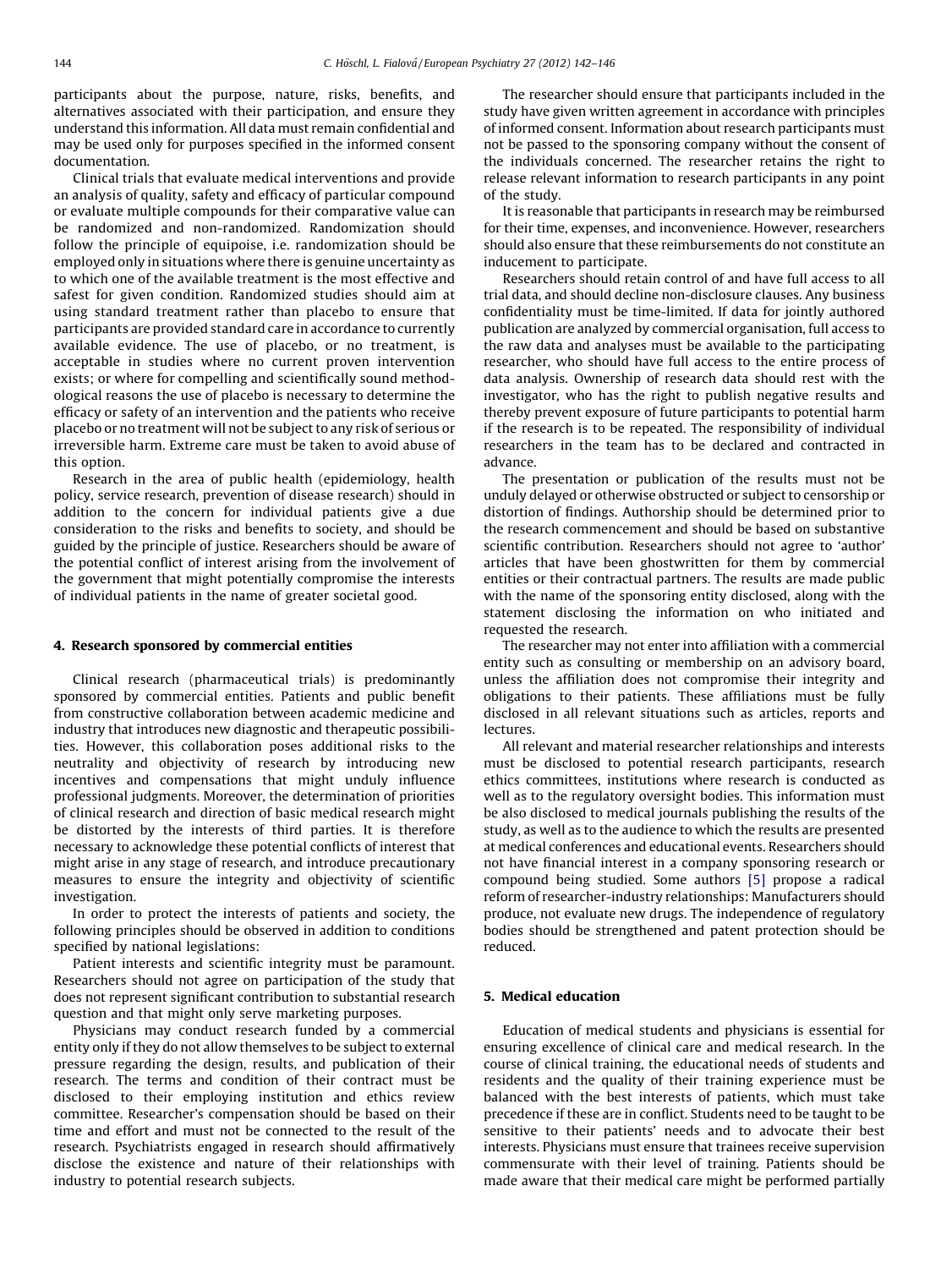participants about the purpose, nature, risks, benefits, and alternatives associated with their participation, and ensure they understand this information. All data must remain confidential and may be used only for purposes specified in the informed consent documentation.

Clinical trials that evaluate medical interventions and provide an analysis of quality, safety and efficacy of particular compound or evaluate multiple compounds for their comparative value can be randomized and non-randomized. Randomization should follow the principle of equipoise, i.e. randomization should be employed only in situations where there is genuine uncertainty as to which one of the available treatment is the most effective and safest for given condition. Randomized studies should aim at using standard treatment rather than placebo to ensure that participants are provided standard care in accordance to currently available evidence. The use of placebo, or no treatment, is acceptable in studies where no current proven intervention exists; or where for compelling and scientifically sound methodological reasons the use of placebo is necessary to determine the efficacy or safety of an intervention and the patients who receive placebo or no treatment will not be subject to any risk of serious or irreversible harm. Extreme care must be taken to avoid abuse of this option.

Research in the area of public health (epidemiology, health policy, service research, prevention of disease research) should in addition to the concern for individual patients give a due consideration to the risks and benefits to society, and should be guided by the principle of justice. Researchers should be aware of the potential conflict of interest arising from the involvement of the government that might potentially compromise the interests of individual patients in the name of greater societal good.

## 4. Research sponsored by commercial entities

Clinical research (pharmaceutical trials) is predominantly sponsored by commercial entities. Patients and public benefit from constructive collaboration between academic medicine and industry that introduces new diagnostic and therapeutic possibilities. However, this collaboration poses additional risks to the neutrality and objectivity of research by introducing new incentives and compensations that might unduly influence professional judgments. Moreover, the determination of priorities of clinical research and direction of basic medical research might be distorted by the interests of third parties. It is therefore necessary to acknowledge these potential conflicts of interest that might arise in any stage of research, and introduce precautionary measures to ensure the integrity and objectivity of scientific investigation.

In order to protect the interests of patients and society, the following principles should be observed in addition to conditions specified by national legislations:

Patient interests and scientific integrity must be paramount. Researchers should not agree on participation of the study that does not represent significant contribution to substantial research question and that might only serve marketing purposes.

Physicians may conduct research funded by a commercial entity only if they do not allow themselves to be subject to external pressure regarding the design, results, and publication of their research. The terms and condition of their contract must be disclosed to their employing institution and ethics review committee. Researcher's compensation should be based on their time and effort and must not be connected to the result of the research. Psychiatrists engaged in research should affirmatively disclose the existence and nature of their relationships with industry to potential research subjects.

The researcher should ensure that participants included in the study have given written agreement in accordance with principles of informed consent. Information about research participants must not be passed to the sponsoring company without the consent of the individuals concerned. The researcher retains the right to release relevant information to research participants in any point of the study.

It is reasonable that participants in research may be reimbursed for their time, expenses, and inconvenience. However, researchers should also ensure that these reimbursements do not constitute an inducement to participate.

Researchers should retain control of and have full access to all trial data, and should decline non-disclosure clauses. Any business confidentiality must be time-limited. If data for jointly authored publication are analyzed by commercial organisation, full access to the raw data and analyses must be available to the participating researcher, who should have full access to the entire process of data analysis. Ownership of research data should rest with the investigator, who has the right to publish negative results and thereby prevent exposure of future participants to potential harm if the research is to be repeated. The responsibility of individual researchers in the team has to be declared and contracted in advance.

The presentation or publication of the results must not be unduly delayed or otherwise obstructed or subject to censorship or distortion of findings. Authorship should be determined prior to the research commencement and should be based on substantive scientific contribution. Researchers should not agree to 'author' articles that have been ghostwritten for them by commercial entities or their contractual partners. The results are made public with the name of the sponsoring entity disclosed, along with the statement disclosing the information on who initiated and requested the research.

The researcher may not enter into affiliation with a commercial entity such as consulting or membership on an advisory board, unless the affiliation does not compromise their integrity and obligations to their patients. These affiliations must be fully disclosed in all relevant situations such as articles, reports and lectures.

All relevant and material researcher relationships and interests must be disclosed to potential research participants, research ethics committees, institutions where research is conducted as well as to the regulatory oversight bodies. This information must be also disclosed to medical journals publishing the results of the study, as well as to the audience to which the results are presented at medical conferences and educational events. Researchers should not have financial interest in a company sponsoring research or compound being studied. Some authors [5] propose a radical reform of researcher-industry relationships: Manufacturers should produce, not evaluate new drugs. The independence of regulatory bodies should be strengthened and patent protection should be reduced.

## 5. Medical education

Education of medical students and physicians is essential for ensuring excellence of clinical care and medical research. In the course of clinical training, the educational needs of students and residents and the quality of their training experience must be balanced with the best interests of patients, which must take precedence if these are in conflict. Students need to be taught to be sensitive to their patients' needs and to advocate their best interests. Physicians must ensure that trainees receive supervision commensurate with their level of training. Patients should be made aware that their medical care might be performed partially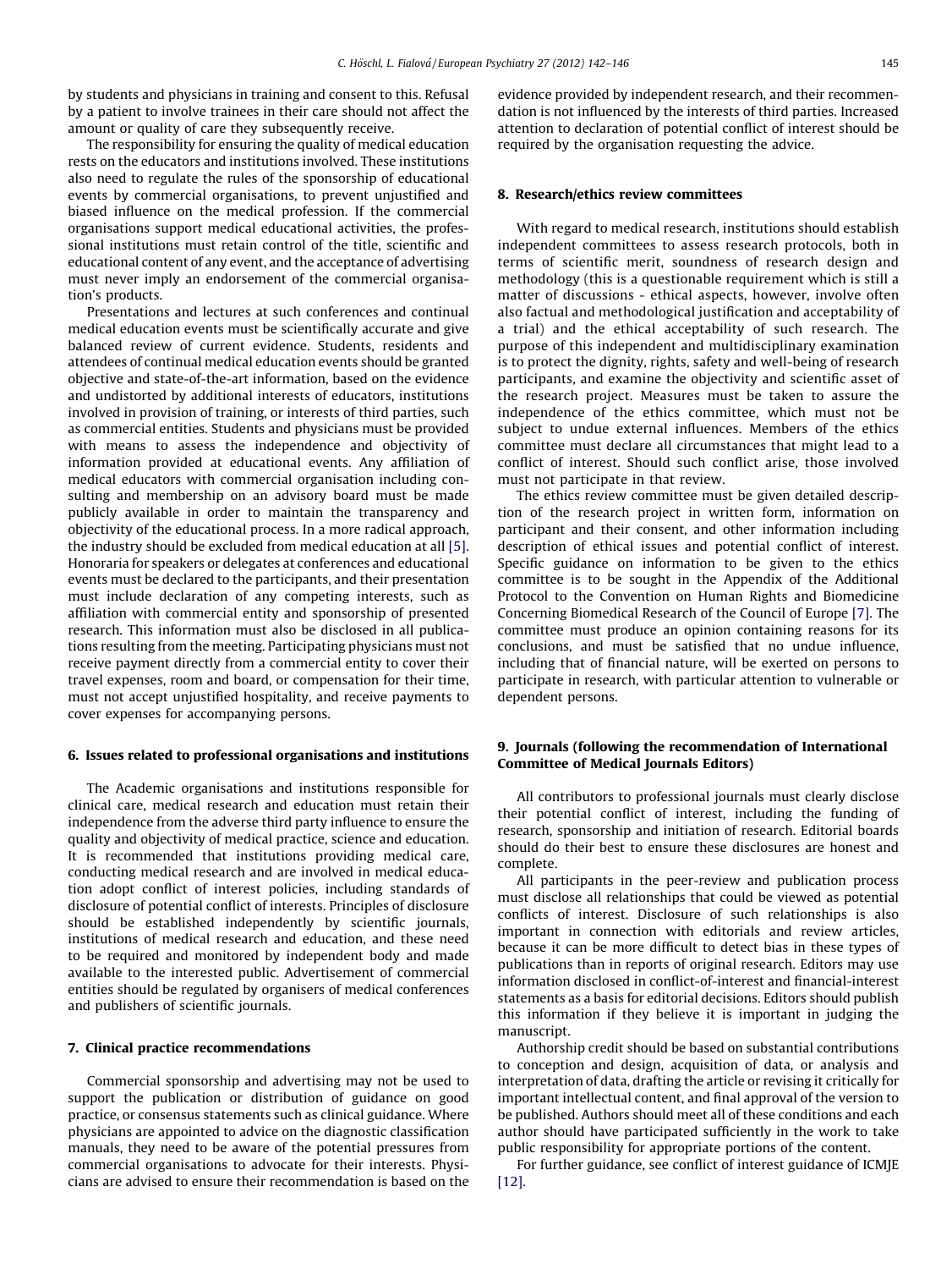by students and physicians in training and consent to this. Refusal by a patient to involve trainees in their care should not affect the amount or quality of care they subsequently receive.

The responsibility for ensuring the quality of medical education rests on the educators and institutions involved. These institutions also need to regulate the rules of the sponsorship of educational events by commercial organisations, to prevent unjustified and biased influence on the medical profession. If the commercial organisations support medical educational activities, the professional institutions must retain control of the title, scientific and educational content of any event, and the acceptance of advertising must never imply an endorsement of the commercial organisation's products.

Presentations and lectures at such conferences and continual medical education events must be scientifically accurate and give balanced review of current evidence. Students, residents and attendees of continual medical education events should be granted objective and state-of-the-art information, based on the evidence and undistorted by additional interests of educators, institutions involved in provision of training, or interests of third parties, such as commercial entities. Students and physicians must be provided with means to assess the independence and objectivity of information provided at educational events. Any affiliation of medical educators with commercial organisation including consulting and membership on an advisory board must be made publicly available in order to maintain the transparency and objectivity of the educational process. In a more radical approach, the industry should be excluded from medical education at all [5]. Honoraria for speakers or delegates at conferences and educational events must be declared to the participants, and their presentation must include declaration of any competing interests, such as affiliation with commercial entity and sponsorship of presented research. This information must also be disclosed in all publications resulting from the meeting. Participating physicians must not receive payment directly from a commercial entity to cover their travel expenses, room and board, or compensation for their time, must not accept unjustified hospitality, and receive payments to cover expenses for accompanying persons.

#### 6. Issues related to professional organisations and institutions

The Academic organisations and institutions responsible for clinical care, medical research and education must retain their independence from the adverse third party influence to ensure the quality and objectivity of medical practice, science and education. It is recommended that institutions providing medical care, conducting medical research and are involved in medical education adopt conflict of interest policies, including standards of disclosure of potential conflict of interests. Principles of disclosure should be established independently by scientific journals, institutions of medical research and education, and these need to be required and monitored by independent body and made available to the interested public. Advertisement of commercial entities should be regulated by organisers of medical conferences and publishers of scientific journals.

#### 7. Clinical practice recommendations

Commercial sponsorship and advertising may not be used to support the publication or distribution of guidance on good practice, or consensus statements such as clinical guidance. Where physicians are appointed to advice on the diagnostic classification manuals, they need to be aware of the potential pressures from commercial organisations to advocate for their interests. Physicians are advised to ensure their recommendation is based on the evidence provided by independent research, and their recommendation is not influenced by the interests of third parties. Increased attention to declaration of potential conflict of interest should be required by the organisation requesting the advice.

#### 8. Research/ethics review committees

With regard to medical research, institutions should establish independent committees to assess research protocols, both in terms of scientific merit, soundness of research design and methodology (this is a questionable requirement which is still a matter of discussions - ethical aspects, however, involve often also factual and methodological justification and acceptability of a trial) and the ethical acceptability of such research. The purpose of this independent and multidisciplinary examination is to protect the dignity, rights, safety and well-being of research participants, and examine the objectivity and scientific asset of the research project. Measures must be taken to assure the independence of the ethics committee, which must not be subject to undue external influences. Members of the ethics committee must declare all circumstances that might lead to a conflict of interest. Should such conflict arise, those involved must not participate in that review.

The ethics review committee must be given detailed description of the research project in written form, information on participant and their consent, and other information including description of ethical issues and potential conflict of interest. Specific guidance on information to be given to the ethics committee is to be sought in the Appendix of the Additional Protocol to the Convention on Human Rights and Biomedicine Concerning Biomedical Research of the Council of Europe [7]. The committee must produce an opinion containing reasons for its conclusions, and must be satisfied that no undue influence, including that of financial nature, will be exerted on persons to participate in research, with particular attention to vulnerable or dependent persons.

#### 9. Journals (following the recommendation of International Committee of Medical Journals Editors)

All contributors to professional journals must clearly disclose their potential conflict of interest, including the funding of research, sponsorship and initiation of research. Editorial boards should do their best to ensure these disclosures are honest and complete.

All participants in the peer-review and publication process must disclose all relationships that could be viewed as potential conflicts of interest. Disclosure of such relationships is also important in connection with editorials and review articles, because it can be more difficult to detect bias in these types of publications than in reports of original research. Editors may use information disclosed in conflict-of-interest and financial-interest statements as a basis for editorial decisions. Editors should publish this information if they believe it is important in judging the manuscript.

Authorship credit should be based on substantial contributions to conception and design, acquisition of data, or analysis and interpretation of data, drafting the article or revising it critically for important intellectual content, and final approval of the version to be published. Authors should meet all of these conditions and each author should have participated sufficiently in the work to take public responsibility for appropriate portions of the content.

For further guidance, see conflict of interest guidance of ICMJE [12].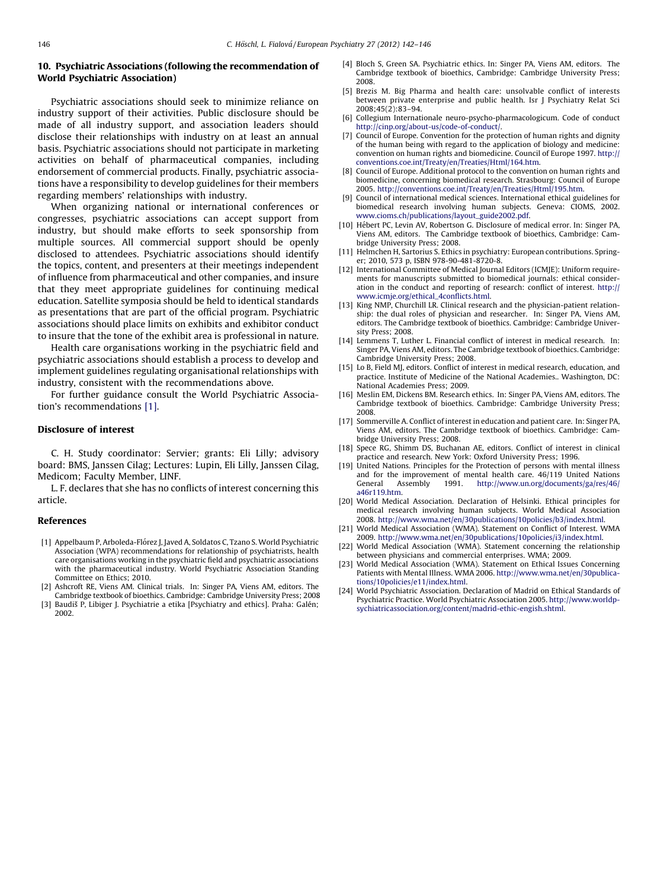## 10. Psychiatric Associations (following the recommendation of World Psychiatric Association)

Psychiatric associations should seek to minimize reliance on industry support of their activities. Public disclosure should be made of all industry support, and association leaders should disclose their relationships with industry on at least an annual basis. Psychiatric associations should not participate in marketing activities on behalf of pharmaceutical companies, including endorsement of commercial products. Finally, psychiatric associations have a responsibility to develop guidelines for their members regarding members' relationships with industry.

When organizing national or international conferences or congresses, psychiatric associations can accept support from industry, but should make efforts to seek sponsorship from multiple sources. All commercial support should be openly disclosed to attendees. Psychiatric associations should identify the topics, content, and presenters at their meetings independent of influence from pharmaceutical and other companies, and insure that they meet appropriate guidelines for continuing medical education. Satellite symposia should be held to identical standards as presentations that are part of the official program. Psychiatric associations should place limits on exhibits and exhibitor conduct to insure that the tone of the exhibit area is professional in nature.

Health care organisations working in the psychiatric field and psychiatric associations should establish a process to develop and implement guidelines regulating organisational relationships with industry, consistent with the recommendations above.

For further guidance consult the World Psychiatric Association's recommendations [1].

## Disclosure of interest

C. H. Study coordinator: Servier; grants: Eli Lilly; advisory board: BMS, Janssen Cilag; Lectures: Lupin, Eli Lilly, Janssen Cilag, Medicom; Faculty Member, LINF.

L. F. declares that she has no conflicts of interest concerning this article.

## References

[1] Appelbaum P, Arboleda-Flórez J, Javed A, Soldatos C, Tzano S. World Psychiatric Association (WPA) recommendations for relationship of psychiatrists, health care organisations working in the psychiatric field and psychiatric associations with the pharmaceutical industry. World Psychiatric Association Standing Committee on Ethics; 2010.

[2] Ashcroft RE, Viens AM. Clinical trials. In: Singer PA, Viens AM, editors. The Cambridge textbook of bioethics. Cambridge: Cambridge University Press; 2008

[3] Baudiš P, Libiger J. Psychiatrie a etika [Psychiatry and ethics]. Praha: Galén; 2002.

[4] Bloch S, Green SA. Psychiatric ethics. In: Singer PA, Viens AM, editors. The Cambridge textbook of bioethics, Cambridge: Cambridge University Press; 2008.

[5] Brezis M. Big Pharma and health care: unsolvable conflict of interests between private enterprise and public health. Isr J Psychiatry Relat Sci 2008;45(2):83–94.

[6] Collegium Internationale neuro-psycho-pharmacologicum. Code of conduct http://cinp.org/about-us/code-of-conduct/.

[7] Council of Europe. Convention for the protection of human rights and dignity of the human being with regard to the application of biology and medicine: convention on human rights and biomedicine. Council of Europe 1997. http://conventions.coe.int/Treaty/en/Treaties/Html/164.htm.

[8] Council of Europe. Additional protocol to the convention on human rights and biomedicine, concerning biomedical research. Strasbourg: Council of Europe 2005. http://conventions.coe.int/Treaty/en/Treaties/Html/195.htm.

[9] Council of international medical sciences. International ethical guidelines for biomedical research involving human subjects. Geneva: CIOMS, 2002. www.cioms.ch/publications/layout_guide2002.pdf.

[10] Hébert PC, Levin AV, Robertson G. Disclosure of medical error. In: Singer PA, Viens AM, editors. The Cambridge textbook of bioethics, Cambridge: Cambridge University Press; 2008.

[11] Helmchen H, Sartorius S. Ethics in psychiatry: European contributions. Springer; 2010, 573 p, ISBN 978-90-481-8720-8.

[12] International Committee of Medical Journal Editors (ICMJE): Uniform requirements for manuscripts submitted to biomedical journals: ethical consideration in the conduct and reporting of research: conflict of interest. http://www.icmje.org/ethical_4conflicts.html.

[13] King NMP, Churchill LR. Clinical research and the physician-patient relationship: the dual roles of physician and researcher. In: Singer PA, Viens AM, editors. The Cambridge textbook of bioethics. Cambridge: Cambridge University Press; 2008.

[14] Lemmens T, Luther L. Financial conflict of interest in medical research. In: Singer PA, Viens AM, editors. The Cambridge textbook of bioethics. Cambridge: Cambridge University Press; 2008.

[15] Lo B, Field MJ, editors. Conflict of interest in medical research, education, and practice. Institute of Medicine of the National Academies.. Washington, DC: National Academies Press; 2009.

[16] Meslin EM, Dickens BM. Research ethics. In: Singer PA, Viens AM, editors. The Cambridge textbook of bioethics. Cambridge: Cambridge University Press; 2008.

[17] Sommerville A. Conflict of interest in education and patient care. In: Singer PA, Viens AM, editors. The Cambridge textbook of bioethics. Cambridge: Cambridge University Press; 2008.

[18] Spece RG, Shimm DS, Buchanan AE, editors. Conflict of interest in clinical practice and research. New York: Oxford University Press; 1996.

[19] United Nations. Principles for the Protection of persons with mental illness and for the improvement of mental health care. 46/119 United Nations General Assembly 1991. http://www.un.org/documents/ga/res/46/a46r119.htm.

[20] World Medical Association. Declaration of Helsinki. Ethical principles for medical research involving human subjects. World Medical Association 2008. http://www.wma.net/en/30publications/10policies/b3/index.html.

[21] World Medical Association (WMA). Statement on Conflict of Interest. WMA 2009. http://www.wma.net/en/30publications/10policies/i3/index.html.

[22] World Medical Association (WMA). Statement concerning the relationship between physicians and commercial enterprises. WMA; 2009.

[23] World Medical Association (WMA). Statement on Ethical Issues Concerning Patients with Mental Illness. WMA 2006. http://www.wma.net/en/30publications/10policies/e11/index.html.

[24] World Psychiatric Association. Declaration of Madrid on Ethical Standards of Psychiatric Practice. World Psychiatric Association 2005. http://www.worldpsychiatricassociation.org/content/madrid-ethic-engish.shtml.